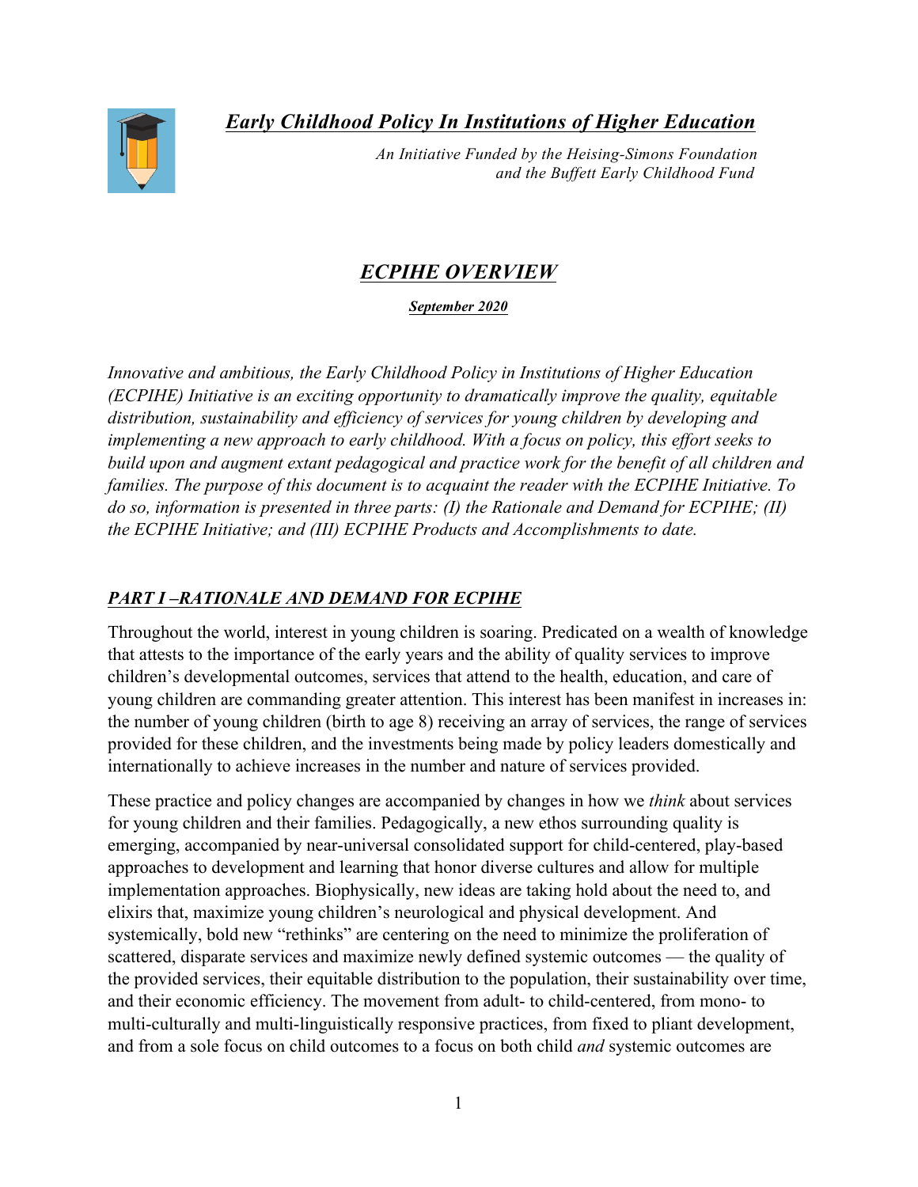# *Early Childhood Policy In Institutions of Higher Education*

*An Initiative Funded by the Heising-Simons Foundation and the Buffett Early Childhood Fund*

## *ECPIHE OVERVIEW*

***September 2020***

*Innovative and ambitious, the Early Childhood Policy in Institutions of Higher Education (ECPIHE) Initiative is an exciting opportunity to dramatically improve the quality, equitable distribution, sustainability and efficiency of services for young children by developing and implementing a new approach to early childhood. With a focus on policy, this effort seeks to build upon and augment extant pedagogical and practice work for the benefit of all children and families. The purpose of this document is to acquaint the reader with the ECPIHE Initiative. To do so, information is presented in three parts: (I) the Rationale and Demand for ECPIHE; (II) the ECPIHE Initiative; and (III) ECPIHE Products and Accomplishments to date.*

## *PART I –RATIONALE AND DEMAND FOR ECPIHE*

Throughout the world, interest in young children is soaring. Predicated on a wealth of knowledge that attests to the importance of the early years and the ability of quality services to improve children's developmental outcomes, services that attend to the health, education, and care of young children are commanding greater attention. This interest has been manifest in increases in: the number of young children (birth to age 8) receiving an array of services, the range of services provided for these children, and the investments being made by policy leaders domestically and internationally to achieve increases in the number and nature of services provided.

These practice and policy changes are accompanied by changes in how we *think* about services for young children and their families. Pedagogically, a new ethos surrounding quality is emerging, accompanied by near-universal consolidated support for child-centered, play-based approaches to development and learning that honor diverse cultures and allow for multiple implementation approaches. Biophysically, new ideas are taking hold about the need to, and elixirs that, maximize young children's neurological and physical development. And systemically, bold new "rethinks" are centering on the need to minimize the proliferation of scattered, disparate services and maximize newly defined systemic outcomes — the quality of the provided services, their equitable distribution to the population, their sustainability over time, and their economic efficiency. The movement from adult- to child-centered, from mono- to multi-culturally and multi-linguistically responsive practices, from fixed to pliant development, and from a sole focus on child outcomes to a focus on both child *and* systemic outcomes are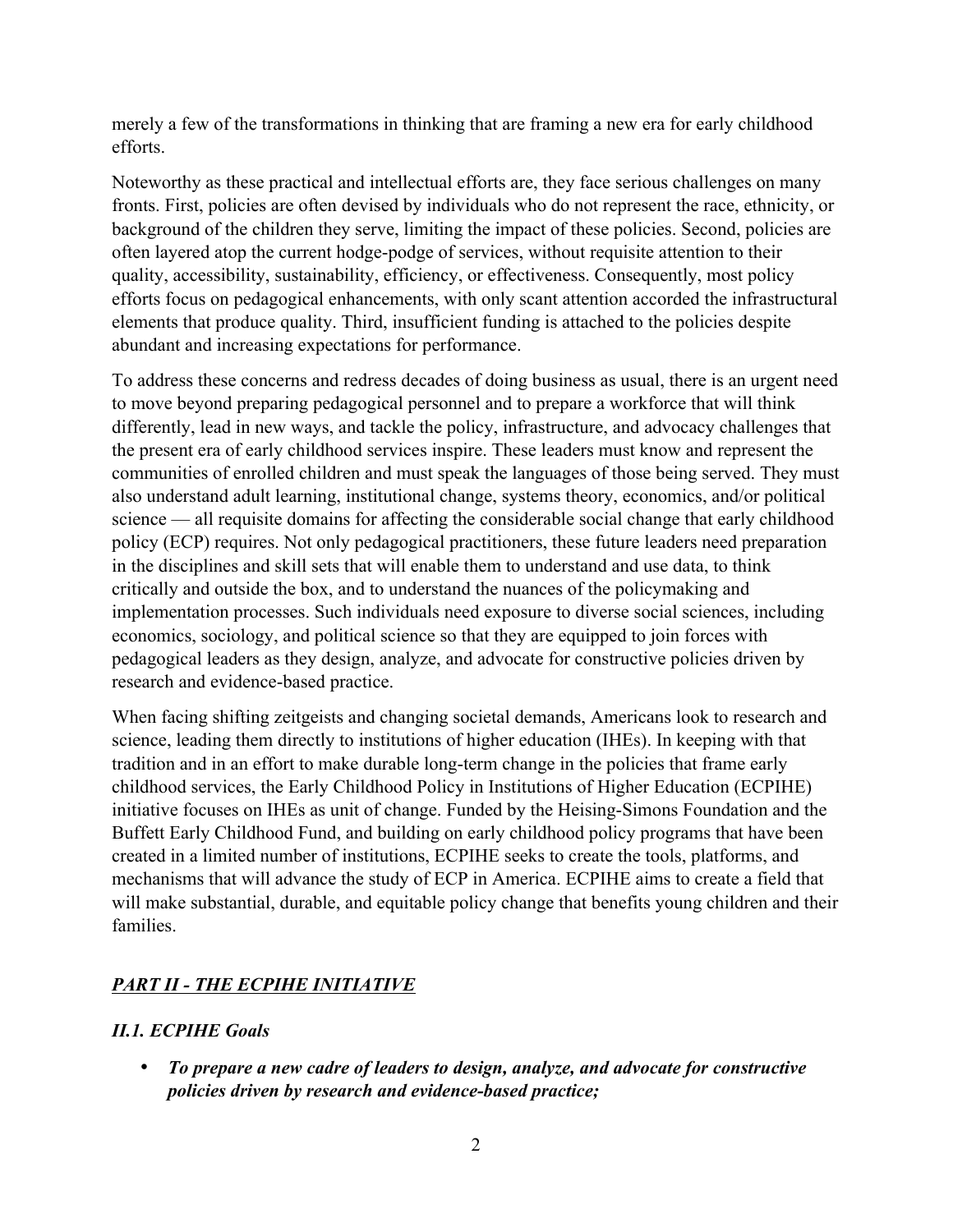merely a few of the transformations in thinking that are framing a new era for early childhood efforts.

Noteworthy as these practical and intellectual efforts are, they face serious challenges on many fronts. First, policies are often devised by individuals who do not represent the race, ethnicity, or background of the children they serve, limiting the impact of these policies. Second, policies are often layered atop the current hodge-podge of services, without requisite attention to their quality, accessibility, sustainability, efficiency, or effectiveness. Consequently, most policy efforts focus on pedagogical enhancements, with only scant attention accorded the infrastructural elements that produce quality. Third, insufficient funding is attached to the policies despite abundant and increasing expectations for performance.

To address these concerns and redress decades of doing business as usual, there is an urgent need to move beyond preparing pedagogical personnel and to prepare a workforce that will think differently, lead in new ways, and tackle the policy, infrastructure, and advocacy challenges that the present era of early childhood services inspire. These leaders must know and represent the communities of enrolled children and must speak the languages of those being served. They must also understand adult learning, institutional change, systems theory, economics, and/or political science — all requisite domains for affecting the considerable social change that early childhood policy (ECP) requires. Not only pedagogical practitioners, these future leaders need preparation in the disciplines and skill sets that will enable them to understand and use data, to think critically and outside the box, and to understand the nuances of the policymaking and implementation processes. Such individuals need exposure to diverse social sciences, including economics, sociology, and political science so that they are equipped to join forces with pedagogical leaders as they design, analyze, and advocate for constructive policies driven by research and evidence-based practice.

When facing shifting zeitgeists and changing societal demands, Americans look to research and science, leading them directly to institutions of higher education (IHEs). In keeping with that tradition and in an effort to make durable long-term change in the policies that frame early childhood services, the Early Childhood Policy in Institutions of Higher Education (ECPIHE) initiative focuses on IHEs as unit of change. Funded by the Heising-Simons Foundation and the Buffett Early Childhood Fund, and building on early childhood policy programs that have been created in a limited number of institutions, ECPIHE seeks to create the tools, platforms, and mechanisms that will advance the study of ECP in America. ECPIHE aims to create a field that will make substantial, durable, and equitable policy change that benefits young children and their families.

## ***PART II - THE ECPIHE INITIATIVE***

### *II.1. ECPIHE Goals*

- ***To prepare a new cadre of leaders to design, analyze, and advocate for constructive policies driven by research and evidence-based practice;***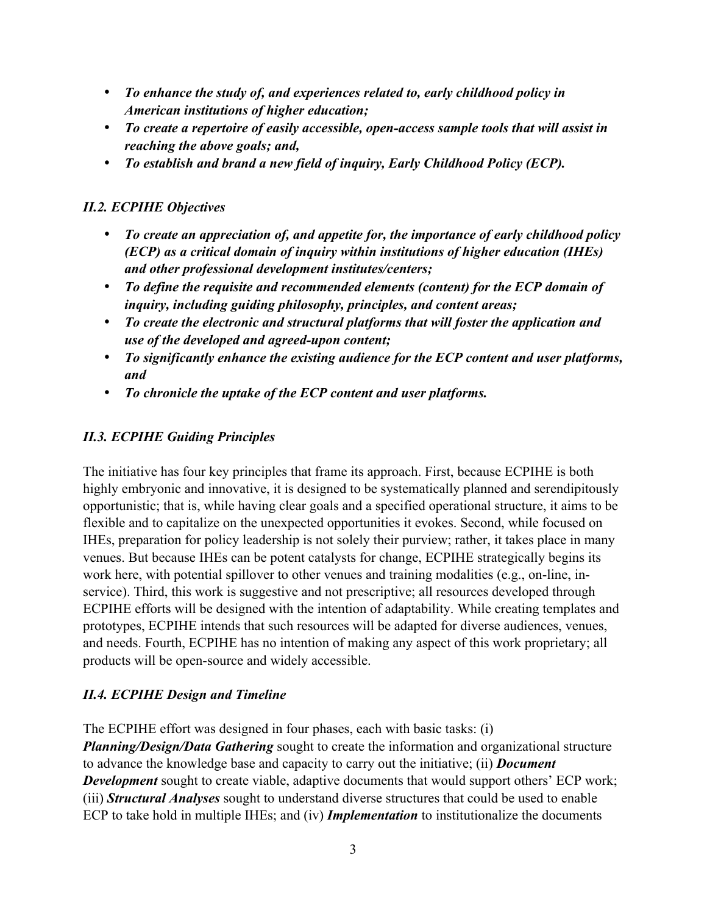- ***To enhance the study of, and experiences related to, early childhood policy in American institutions of higher education;***
- ***To create a repertoire of easily accessible, open-access sample tools that will assist in reaching the above goals; and,***
- ***To establish and brand a new field of inquiry, Early Childhood Policy (ECP).***

### *II.2. ECPIHE Objectives*

- ***To create an appreciation of, and appetite for, the importance of early childhood policy (ECP) as a critical domain of inquiry within institutions of higher education (IHEs) and other professional development institutes/centers;***
- ***To define the requisite and recommended elements (content) for the ECP domain of inquiry, including guiding philosophy, principles, and content areas;***
- ***To create the electronic and structural platforms that will foster the application and use of the developed and agreed-upon content;***
- ***To significantly enhance the existing audience for the ECP content and user platforms, and***
- ***To chronicle the uptake of the ECP content and user platforms.***

### *II.3. ECPIHE Guiding Principles*

The initiative has four key principles that frame its approach. First, because ECPIHE is both highly embryonic and innovative, it is designed to be systematically planned and serendipitously opportunistic; that is, while having clear goals and a specified operational structure, it aims to be flexible and to capitalize on the unexpected opportunities it evokes. Second, while focused on IHEs, preparation for policy leadership is not solely their purview; rather, it takes place in many venues. But because IHEs can be potent catalysts for change, ECPIHE strategically begins its work here, with potential spillover to other venues and training modalities (e.g., on-line, in-service). Third, this work is suggestive and not prescriptive; all resources developed through ECPIHE efforts will be designed with the intention of adaptability. While creating templates and prototypes, ECPIHE intends that such resources will be adapted for diverse audiences, venues, and needs. Fourth, ECPIHE has no intention of making any aspect of this work proprietary; all products will be open-source and widely accessible.

### *II.4. ECPIHE Design and Timeline*

The ECPIHE effort was designed in four phases, each with basic tasks: (i) ***Planning/Design/Data Gathering*** sought to create the information and organizational structure to advance the knowledge base and capacity to carry out the initiative; (ii) ***Document Development*** sought to create viable, adaptive documents that would support others' ECP work; (iii) ***Structural Analyses*** sought to understand diverse structures that could be used to enable ECP to take hold in multiple IHEs; and (iv) ***Implementation*** to institutionalize the documents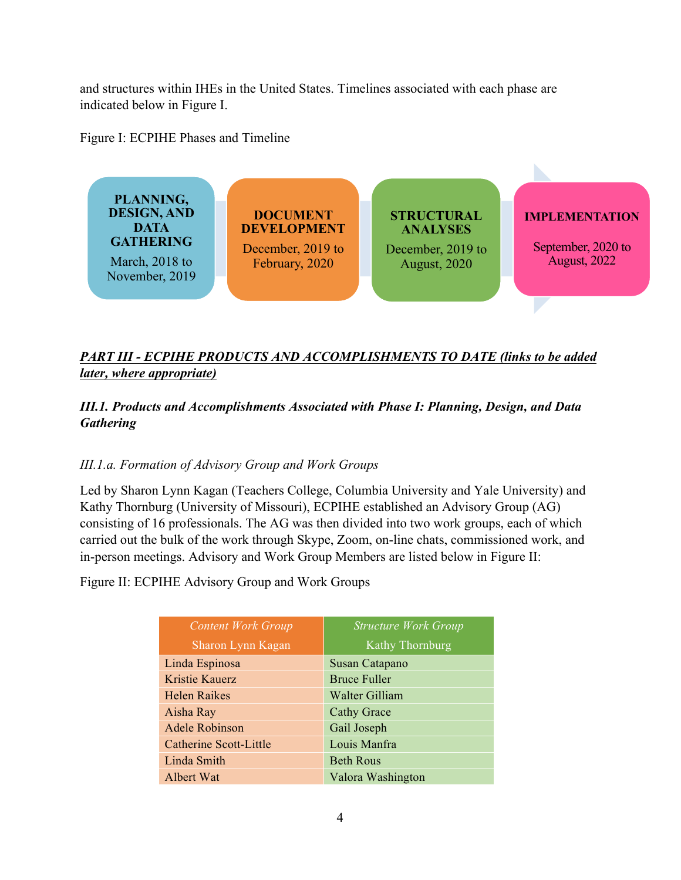and structures within IHEs in the United States. Timelines associated with each phase are indicated below in Figure I.

Figure I: ECPIHE Phases and Timeline

| PLANNING, DESIGN, AND DATA GATHERING | DOCUMENT DEVELOPMENT | STRUCTURAL ANALYSES | IMPLEMENTATION |
|---|---|---|---|
| March, 2018 to November, 2019 | December, 2019 to February, 2020 | December, 2019 to August, 2020 | September, 2020 to August, 2022 |

***PART III - ECPIHE PRODUCTS AND ACCOMPLISHMENTS TO DATE (links to be added later, where appropriate)***

### *III.1. Products and Accomplishments Associated with Phase I: Planning, Design, and Data Gathering*

#### *III.1.a. Formation of Advisory Group and Work Groups*

Led by Sharon Lynn Kagan (Teachers College, Columbia University and Yale University) and Kathy Thornburg (University of Missouri), ECPIHE established an Advisory Group (AG) consisting of 16 professionals. The AG was then divided into two work groups, each of which carried out the bulk of the work through Skype, Zoom, on-line chats, commissioned work, and in-person meetings. Advisory and Work Group Members are listed below in Figure II:

Figure II: ECPIHE Advisory Group and Work Groups

| *Content Work Group* Sharon Lynn Kagan | *Structure Work Group* Kathy Thornburg |
|---|---|
| Linda Espinosa | Susan Catapano |
| Kristie Kauerz | Bruce Fuller |
| Helen Raikes | Walter Gilliam |
| Aisha Ray | Cathy Grace |
| Adele Robinson | Gail Joseph |
| Catherine Scott-Little | Louis Manfra |
| Linda Smith | Beth Rous |
| Albert Wat | Valora Washington |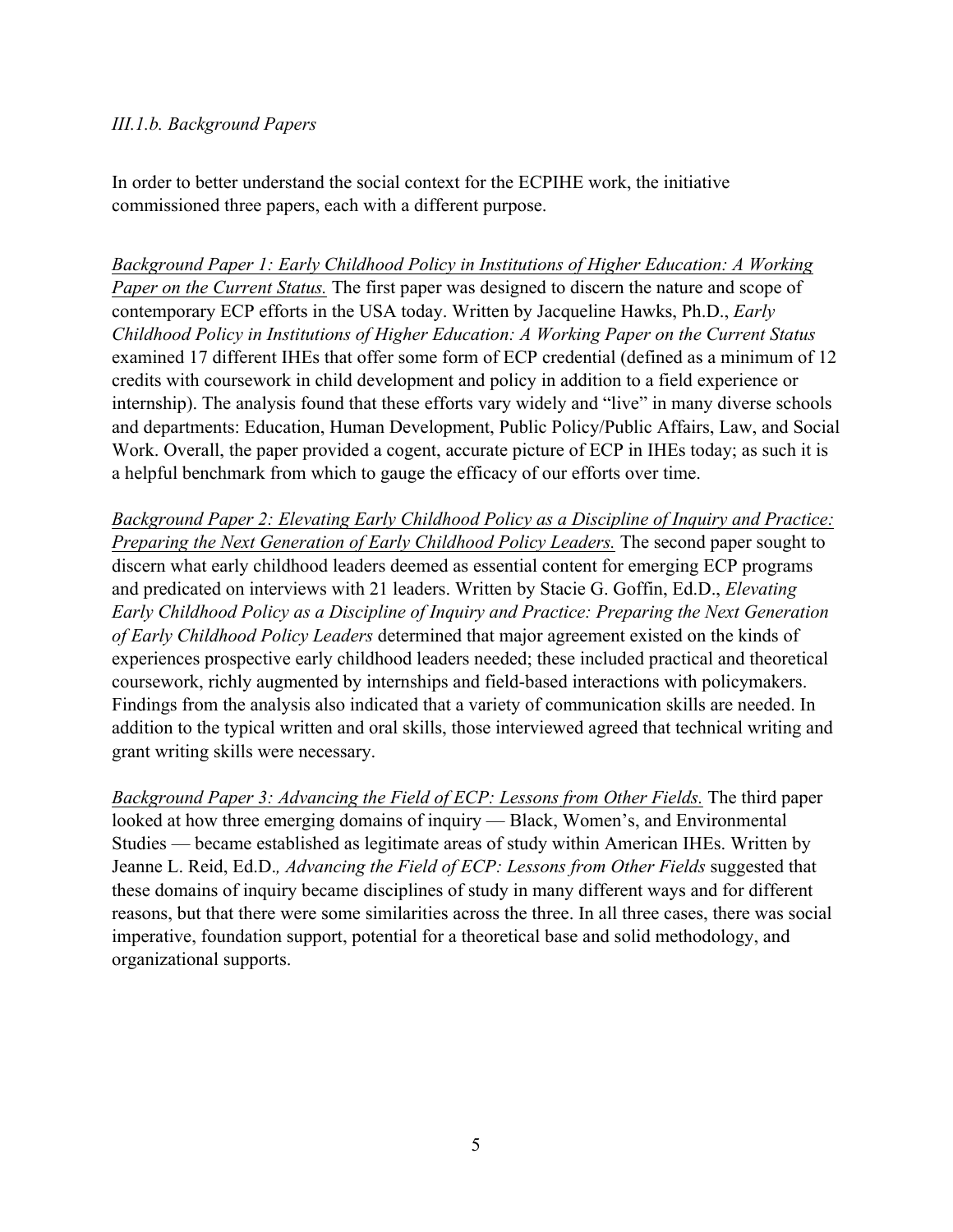*III.1.b. Background Papers*

In order to better understand the social context for the ECPIHE work, the initiative commissioned three papers, each with a different purpose.

<u>*Background Paper 1: Early Childhood Policy in Institutions of Higher Education: A Working Paper on the Current Status.*</u> The first paper was designed to discern the nature and scope of contemporary ECP efforts in the USA today. Written by Jacqueline Hawks, Ph.D., *Early Childhood Policy in Institutions of Higher Education: A Working Paper on the Current Status* examined 17 different IHEs that offer some form of ECP credential (defined as a minimum of 12 credits with coursework in child development and policy in addition to a field experience or internship). The analysis found that these efforts vary widely and "live" in many diverse schools and departments: Education, Human Development, Public Policy/Public Affairs, Law, and Social Work. Overall, the paper provided a cogent, accurate picture of ECP in IHEs today; as such it is a helpful benchmark from which to gauge the efficacy of our efforts over time.

<u>*Background Paper 2: Elevating Early Childhood Policy as a Discipline of Inquiry and Practice: Preparing the Next Generation of Early Childhood Policy Leaders.*</u> The second paper sought to discern what early childhood leaders deemed as essential content for emerging ECP programs and predicated on interviews with 21 leaders. Written by Stacie G. Goffin, Ed.D., *Elevating Early Childhood Policy as a Discipline of Inquiry and Practice: Preparing the Next Generation of Early Childhood Policy Leaders* determined that major agreement existed on the kinds of experiences prospective early childhood leaders needed; these included practical and theoretical coursework, richly augmented by internships and field-based interactions with policymakers. Findings from the analysis also indicated that a variety of communication skills are needed. In addition to the typical written and oral skills, those interviewed agreed that technical writing and grant writing skills were necessary.

<u>*Background Paper 3: Advancing the Field of ECP: Lessons from Other Fields.*</u> The third paper looked at how three emerging domains of inquiry — Black, Women's, and Environmental Studies — became established as legitimate areas of study within American IHEs. Written by Jeanne L. Reid, Ed.D., *Advancing the Field of ECP: Lessons from Other Fields* suggested that these domains of inquiry became disciplines of study in many different ways and for different reasons, but that there were some similarities across the three. In all three cases, there was social imperative, foundation support, potential for a theoretical base and solid methodology, and organizational supports.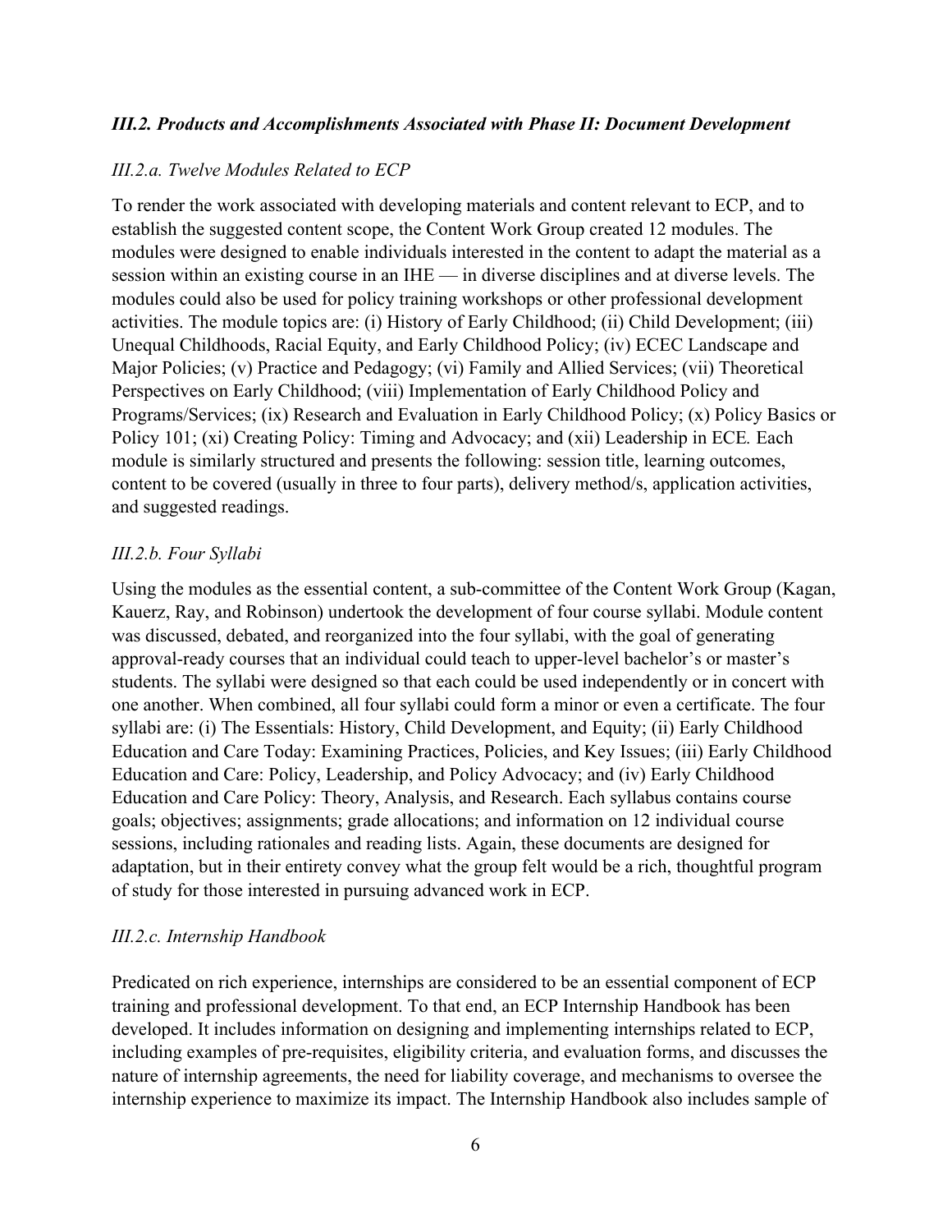### *III.2. Products and Accomplishments Associated with Phase II: Document Development*

#### *III.2.a. Twelve Modules Related to ECP*

To render the work associated with developing materials and content relevant to ECP, and to establish the suggested content scope, the Content Work Group created 12 modules. The modules were designed to enable individuals interested in the content to adapt the material as a session within an existing course in an IHE — in diverse disciplines and at diverse levels. The modules could also be used for policy training workshops or other professional development activities. The module topics are: (i) History of Early Childhood; (ii) Child Development; (iii) Unequal Childhoods, Racial Equity, and Early Childhood Policy; (iv) ECEC Landscape and Major Policies; (v) Practice and Pedagogy; (vi) Family and Allied Services; (vii) Theoretical Perspectives on Early Childhood; (viii) Implementation of Early Childhood Policy and Programs/Services; (ix) Research and Evaluation in Early Childhood Policy; (x) Policy Basics or Policy 101; (xi) Creating Policy: Timing and Advocacy; and (xii) Leadership in ECE*.* Each module is similarly structured and presents the following: session title, learning outcomes, content to be covered (usually in three to four parts), delivery method/s, application activities, and suggested readings.

#### *III.2.b. Four Syllabi*

Using the modules as the essential content, a sub-committee of the Content Work Group (Kagan, Kauerz, Ray, and Robinson) undertook the development of four course syllabi. Module content was discussed, debated, and reorganized into the four syllabi, with the goal of generating approval-ready courses that an individual could teach to upper-level bachelor's or master's students. The syllabi were designed so that each could be used independently or in concert with one another. When combined, all four syllabi could form a minor or even a certificate. The four syllabi are: (i) The Essentials: History, Child Development, and Equity; (ii) Early Childhood Education and Care Today: Examining Practices, Policies, and Key Issues; (iii) Early Childhood Education and Care: Policy, Leadership, and Policy Advocacy; and (iv) Early Childhood Education and Care Policy: Theory, Analysis, and Research. Each syllabus contains course goals; objectives; assignments; grade allocations; and information on 12 individual course sessions, including rationales and reading lists. Again, these documents are designed for adaptation, but in their entirety convey what the group felt would be a rich, thoughtful program of study for those interested in pursuing advanced work in ECP.

#### *III.2.c. Internship Handbook*

Predicated on rich experience, internships are considered to be an essential component of ECP training and professional development. To that end, an ECP Internship Handbook has been developed. It includes information on designing and implementing internships related to ECP, including examples of pre-requisites, eligibility criteria, and evaluation forms, and discusses the nature of internship agreements, the need for liability coverage, and mechanisms to oversee the internship experience to maximize its impact. The Internship Handbook also includes sample of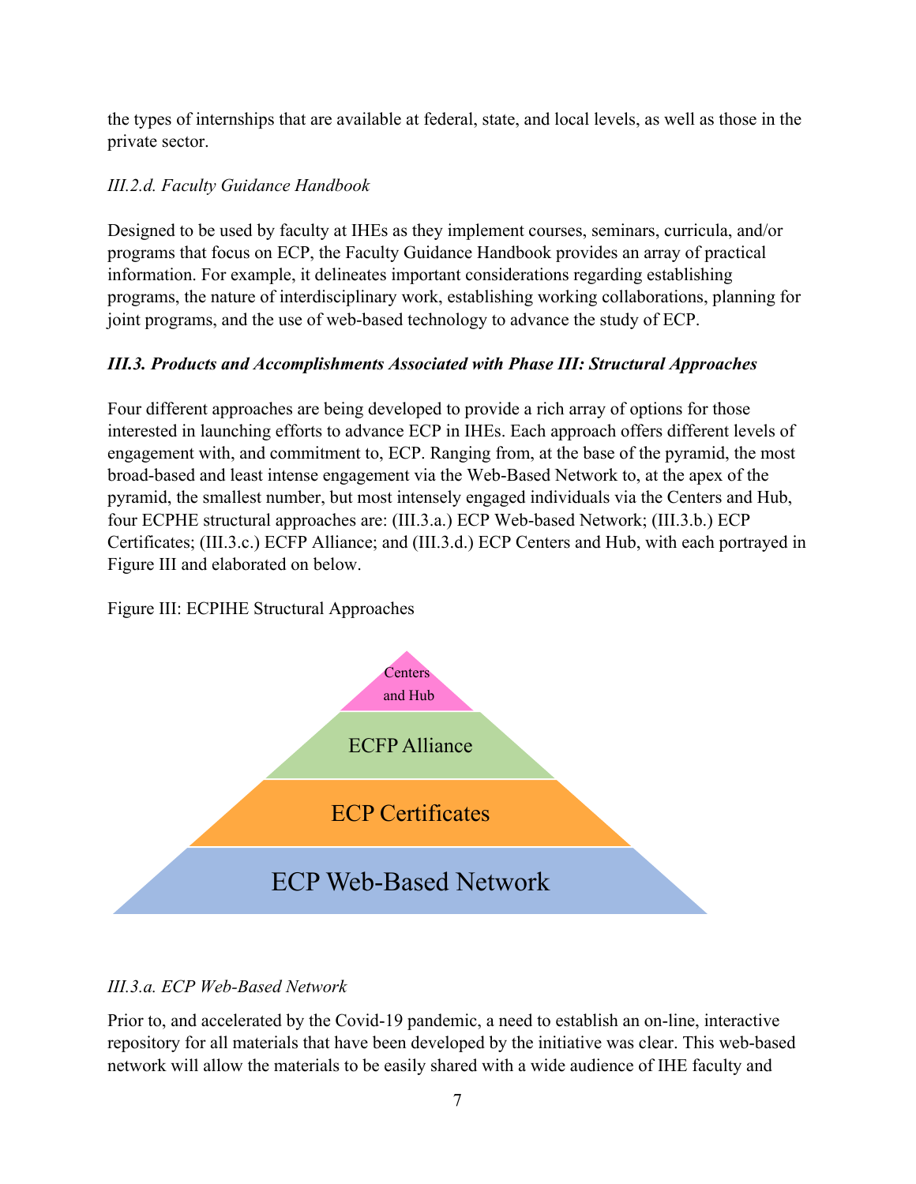the types of internships that are available at federal, state, and local levels, as well as those in the private sector.

*III.2.d. Faculty Guidance Handbook*

Designed to be used by faculty at IHEs as they implement courses, seminars, curricula, and/or programs that focus on ECP, the Faculty Guidance Handbook provides an array of practical information. For example, it delineates important considerations regarding establishing programs, the nature of interdisciplinary work, establishing working collaborations, planning for joint programs, and the use of web-based technology to advance the study of ECP.

***III.3. Products and Accomplishments Associated with Phase III: Structural Approaches***

Four different approaches are being developed to provide a rich array of options for those interested in launching efforts to advance ECP in IHEs. Each approach offers different levels of engagement with, and commitment to, ECP. Ranging from, at the base of the pyramid, the most broad-based and least intense engagement via the Web-Based Network to, at the apex of the pyramid, the smallest number, but most intensely engaged individuals via the Centers and Hub, four ECPHE structural approaches are: (III.3.a.) ECP Web-based Network; (III.3.b.) ECP Certificates; (III.3.c.) ECFP Alliance; and (III.3.d.) ECP Centers and Hub, with each portrayed in Figure III and elaborated on below.

Figure III: ECPIHE Structural Approaches

Centers and Hub

ECFP Alliance

ECP Certificates

ECP Web-Based Network

*III.3.a. ECP Web-Based Network*

Prior to, and accelerated by the Covid-19 pandemic, a need to establish an on-line, interactive repository for all materials that have been developed by the initiative was clear. This web-based network will allow the materials to be easily shared with a wide audience of IHE faculty and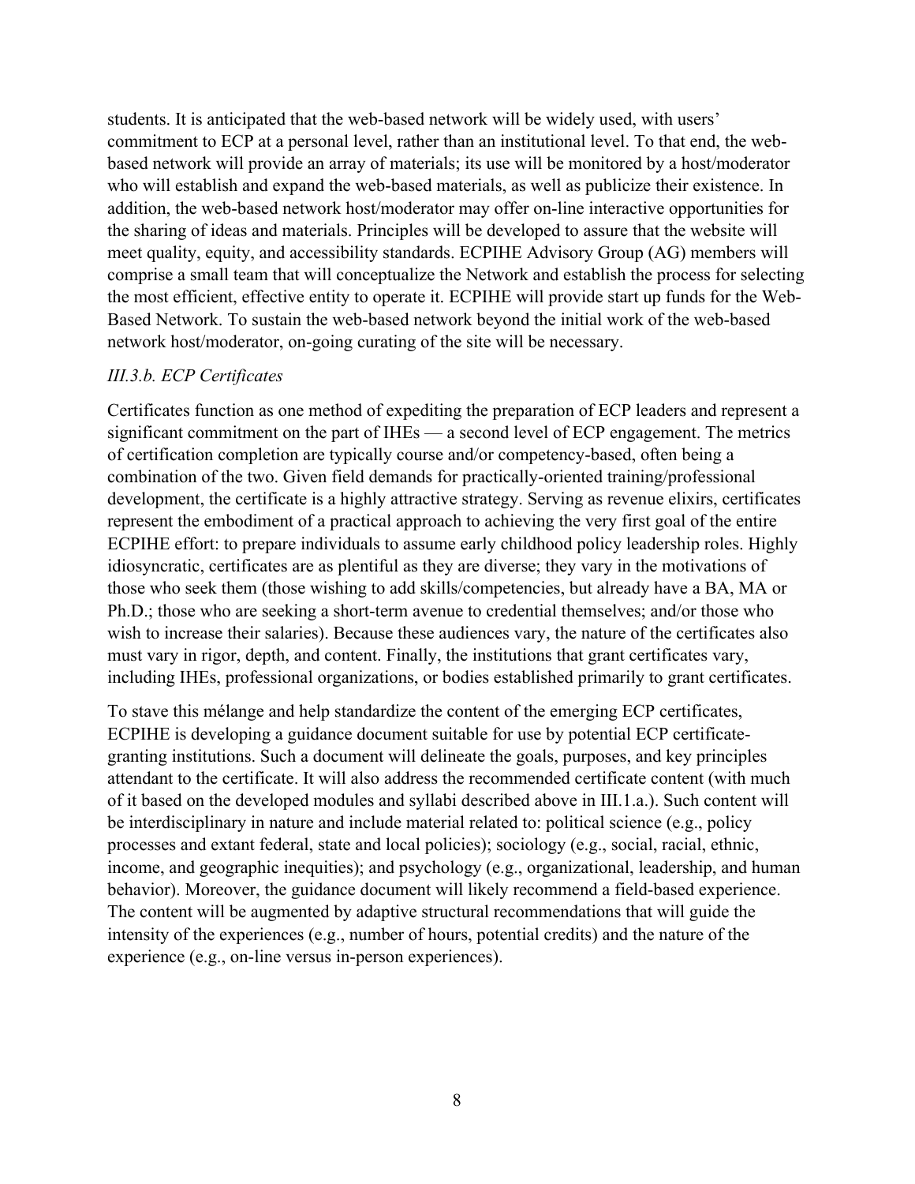students. It is anticipated that the web-based network will be widely used, with users' commitment to ECP at a personal level, rather than an institutional level. To that end, the web-based network will provide an array of materials; its use will be monitored by a host/moderator who will establish and expand the web-based materials, as well as publicize their existence. In addition, the web-based network host/moderator may offer on-line interactive opportunities for the sharing of ideas and materials. Principles will be developed to assure that the website will meet quality, equity, and accessibility standards. ECPIHE Advisory Group (AG) members will comprise a small team that will conceptualize the Network and establish the process for selecting the most efficient, effective entity to operate it. ECPIHE will provide start up funds for the Web-Based Network. To sustain the web-based network beyond the initial work of the web-based network host/moderator, on-going curating of the site will be necessary.

### *III.3.b. ECP Certificates*

Certificates function as one method of expediting the preparation of ECP leaders and represent a significant commitment on the part of IHEs — a second level of ECP engagement. The metrics of certification completion are typically course and/or competency-based, often being a combination of the two. Given field demands for practically-oriented training/professional development, the certificate is a highly attractive strategy. Serving as revenue elixirs, certificates represent the embodiment of a practical approach to achieving the very first goal of the entire ECPIHE effort: to prepare individuals to assume early childhood policy leadership roles. Highly idiosyncratic, certificates are as plentiful as they are diverse; they vary in the motivations of those who seek them (those wishing to add skills/competencies, but already have a BA, MA or Ph.D.; those who are seeking a short-term avenue to credential themselves; and/or those who wish to increase their salaries). Because these audiences vary, the nature of the certificates also must vary in rigor, depth, and content. Finally, the institutions that grant certificates vary, including IHEs, professional organizations, or bodies established primarily to grant certificates.

To stave this mélange and help standardize the content of the emerging ECP certificates, ECPIHE is developing a guidance document suitable for use by potential ECP certificate-granting institutions. Such a document will delineate the goals, purposes, and key principles attendant to the certificate. It will also address the recommended certificate content (with much of it based on the developed modules and syllabi described above in III.1.a.). Such content will be interdisciplinary in nature and include material related to: political science (e.g., policy processes and extant federal, state and local policies); sociology (e.g., social, racial, ethnic, income, and geographic inequities); and psychology (e.g., organizational, leadership, and human behavior). Moreover, the guidance document will likely recommend a field-based experience. The content will be augmented by adaptive structural recommendations that will guide the intensity of the experiences (e.g., number of hours, potential credits) and the nature of the experience (e.g., on-line versus in-person experiences).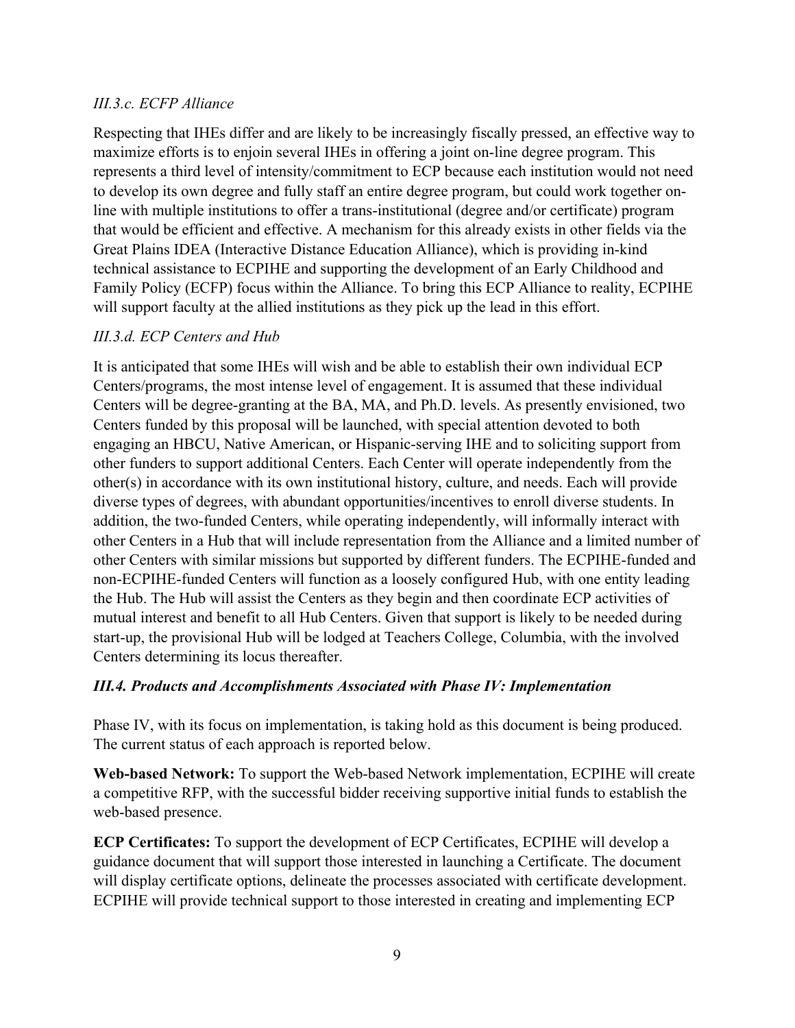### *III.3.c. ECFP Alliance*

Respecting that IHEs differ and are likely to be increasingly fiscally pressed, an effective way to maximize efforts is to enjoin several IHEs in offering a joint on-line degree program. This represents a third level of intensity/commitment to ECP because each institution would not need to develop its own degree and fully staff an entire degree program, but could work together on-line with multiple institutions to offer a trans-institutional (degree and/or certificate) program that would be efficient and effective. A mechanism for this already exists in other fields via the Great Plains IDEA (Interactive Distance Education Alliance), which is providing in-kind technical assistance to ECPIHE and supporting the development of an Early Childhood and Family Policy (ECFP) focus within the Alliance. To bring this ECP Alliance to reality, ECPIHE will support faculty at the allied institutions as they pick up the lead in this effort.

### *III.3.d. ECP Centers and Hub*

It is anticipated that some IHEs will wish and be able to establish their own individual ECP Centers/programs, the most intense level of engagement. It is assumed that these individual Centers will be degree-granting at the BA, MA, and Ph.D. levels. As presently envisioned, two Centers funded by this proposal will be launched, with special attention devoted to both engaging an HBCU, Native American, or Hispanic-serving IHE and to soliciting support from other funders to support additional Centers. Each Center will operate independently from the other(s) in accordance with its own institutional history, culture, and needs. Each will provide diverse types of degrees, with abundant opportunities/incentives to enroll diverse students. In addition, the two-funded Centers, while operating independently, will informally interact with other Centers in a Hub that will include representation from the Alliance and a limited number of other Centers with similar missions but supported by different funders. The ECPIHE-funded and non-ECPIHE-funded Centers will function as a loosely configured Hub, with one entity leading the Hub. The Hub will assist the Centers as they begin and then coordinate ECP activities of mutual interest and benefit to all Hub Centers. Given that support is likely to be needed during start-up, the provisional Hub will be lodged at Teachers College, Columbia, with the involved Centers determining its locus thereafter.

### ***III.4. Products and Accomplishments Associated with Phase IV: Implementation***

Phase IV, with its focus on implementation, is taking hold as this document is being produced. The current status of each approach is reported below.

**Web-based Network:** To support the Web-based Network implementation, ECPIHE will create a competitive RFP, with the successful bidder receiving supportive initial funds to establish the web-based presence.

**ECP Certificates:** To support the development of ECP Certificates, ECPIHE will develop a guidance document that will support those interested in launching a Certificate. The document will display certificate options, delineate the processes associated with certificate development. ECPIHE will provide technical support to those interested in creating and implementing ECP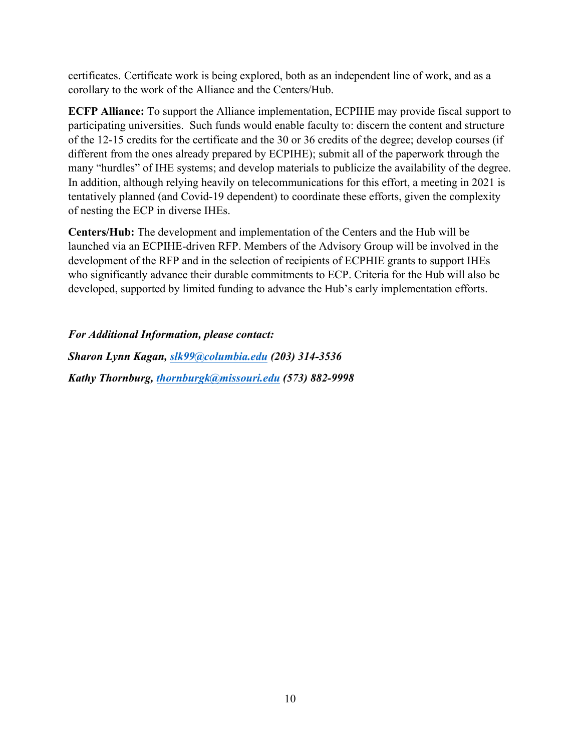certificates. Certificate work is being explored, both as an independent line of work, and as a corollary to the work of the Alliance and the Centers/Hub.

**ECFP Alliance:** To support the Alliance implementation, ECPIHE may provide fiscal support to participating universities. Such funds would enable faculty to: discern the content and structure of the 12-15 credits for the certificate and the 30 or 36 credits of the degree; develop courses (if different from the ones already prepared by ECPIHE); submit all of the paperwork through the many "hurdles" of IHE systems; and develop materials to publicize the availability of the degree. In addition, although relying heavily on telecommunications for this effort, a meeting in 2021 is tentatively planned (and Covid-19 dependent) to coordinate these efforts, given the complexity of nesting the ECP in diverse IHEs.

**Centers/Hub:** The development and implementation of the Centers and the Hub will be launched via an ECPIHE-driven RFP. Members of the Advisory Group will be involved in the development of the RFP and in the selection of recipients of ECPHIE grants to support IHEs who significantly advance their durable commitments to ECP. Criteria for the Hub will also be developed, supported by limited funding to advance the Hub's early implementation efforts.

***For Additional Information, please contact:***

***Sharon Lynn Kagan, [slk99@columbia.edu](mailto:slk99@columbia.edu) (203) 314-3536***

***Kathy Thornburg, [thornburgk@missouri.edu](mailto:thornburgk@missouri.edu) (573) 882-9998***